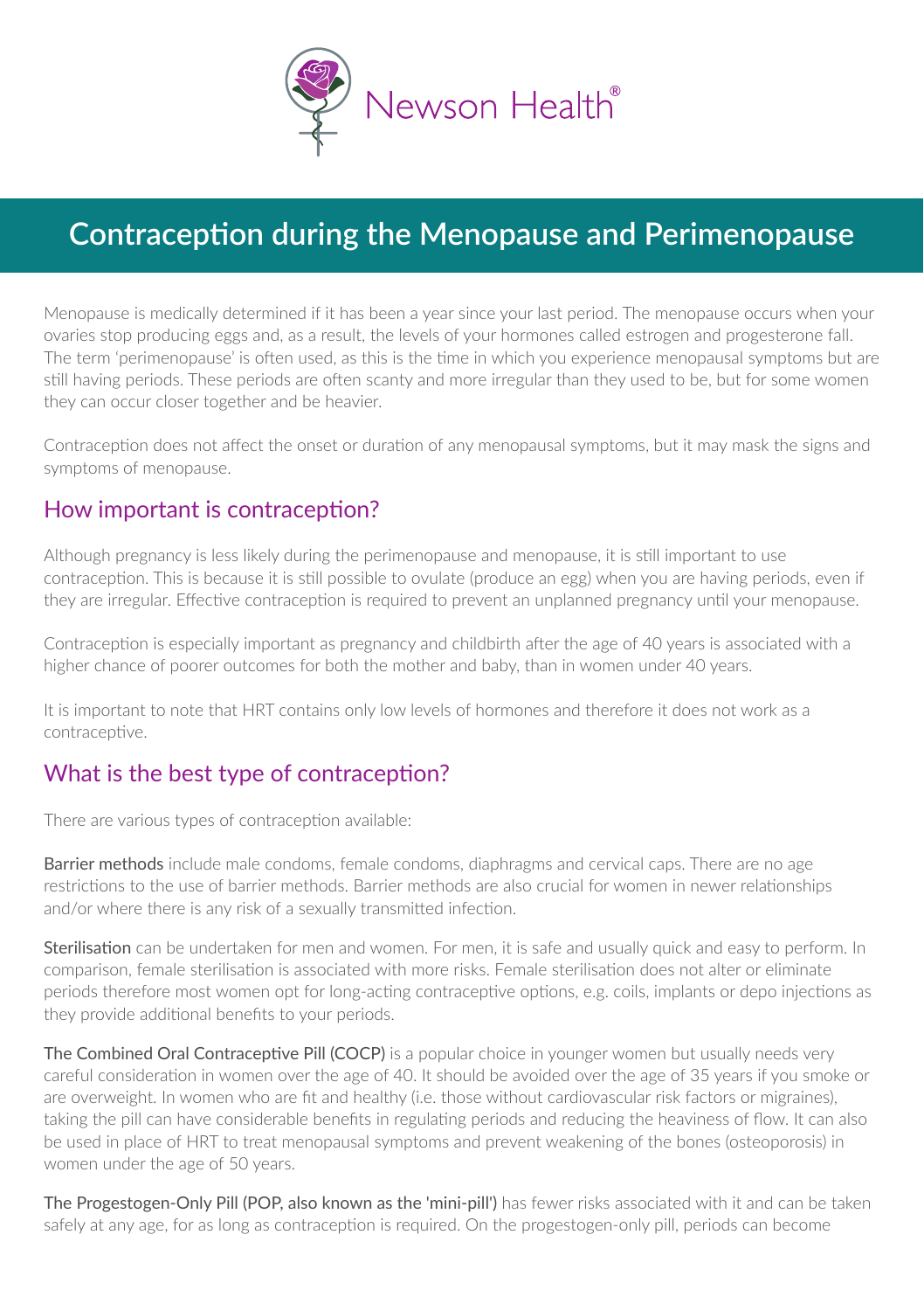Newson Health®

# Contraception during the Menopause and Perimenopause

Menopause is medically determined if it has been a year since your last period. The menopause occurs when your ovaries stop producing eggs and, as a result, the levels of your hormones called estrogen and progesterone fall. The term 'perimenopause' is often used, as this is the time in which you experience menopausal symptoms but are still having periods. These periods are often scanty and more irregular than they used to be, but for some women they can occur closer together and be heavier.

Contraception does not affect the onset or duration of any menopausal symptoms, but it may mask the signs and symptoms of menopause.

## How important is contraception?

Although pregnancy is less likely during the perimenopause and menopause, it is still important to use contraception. This is because it is still possible to ovulate (produce an egg) when you are having periods, even if they are irregular. Effective contraception is required to prevent an unplanned pregnancy until your menopause.

Contraception is especially important as pregnancy and childbirth after the age of 40 years is associated with a higher chance of poorer outcomes for both the mother and baby, than in women under 40 years.

It is important to note that HRT contains only low levels of hormones and therefore it does not work as a contraceptive.

## What is the best type of contraception?

There are various types of contraception available:

**Barrier methods** include male condoms, female condoms, diaphragms and cervical caps. There are no age restrictions to the use of barrier methods. Barrier methods are also crucial for women in newer relationships and/or where there is any risk of a sexually transmitted infection.

**Sterilisation** can be undertaken for men and women. For men, it is safe and usually quick and easy to perform. In comparison, female sterilisation is associated with more risks. Female sterilisation does not alter or eliminate periods therefore most women opt for long-acting contraceptive options, e.g. coils, implants or depo injections as they provide additional benefits to your periods.

**The Combined Oral Contraceptive Pill (COCP)** is a popular choice in younger women but usually needs very careful consideration in women over the age of 40. It should be avoided over the age of 35 years if you smoke or are overweight. In women who are fit and healthy (i.e. those without cardiovascular risk factors or migraines), taking the pill can have considerable benefits in regulating periods and reducing the heaviness of flow. It can also be used in place of HRT to treat menopausal symptoms and prevent weakening of the bones (osteoporosis) in women under the age of 50 years.

**The Progestogen-Only Pill (POP, also known as the 'mini-pill')** has fewer risks associated with it and can be taken safely at any age, for as long as contraception is required. On the progestogen-only pill, periods can become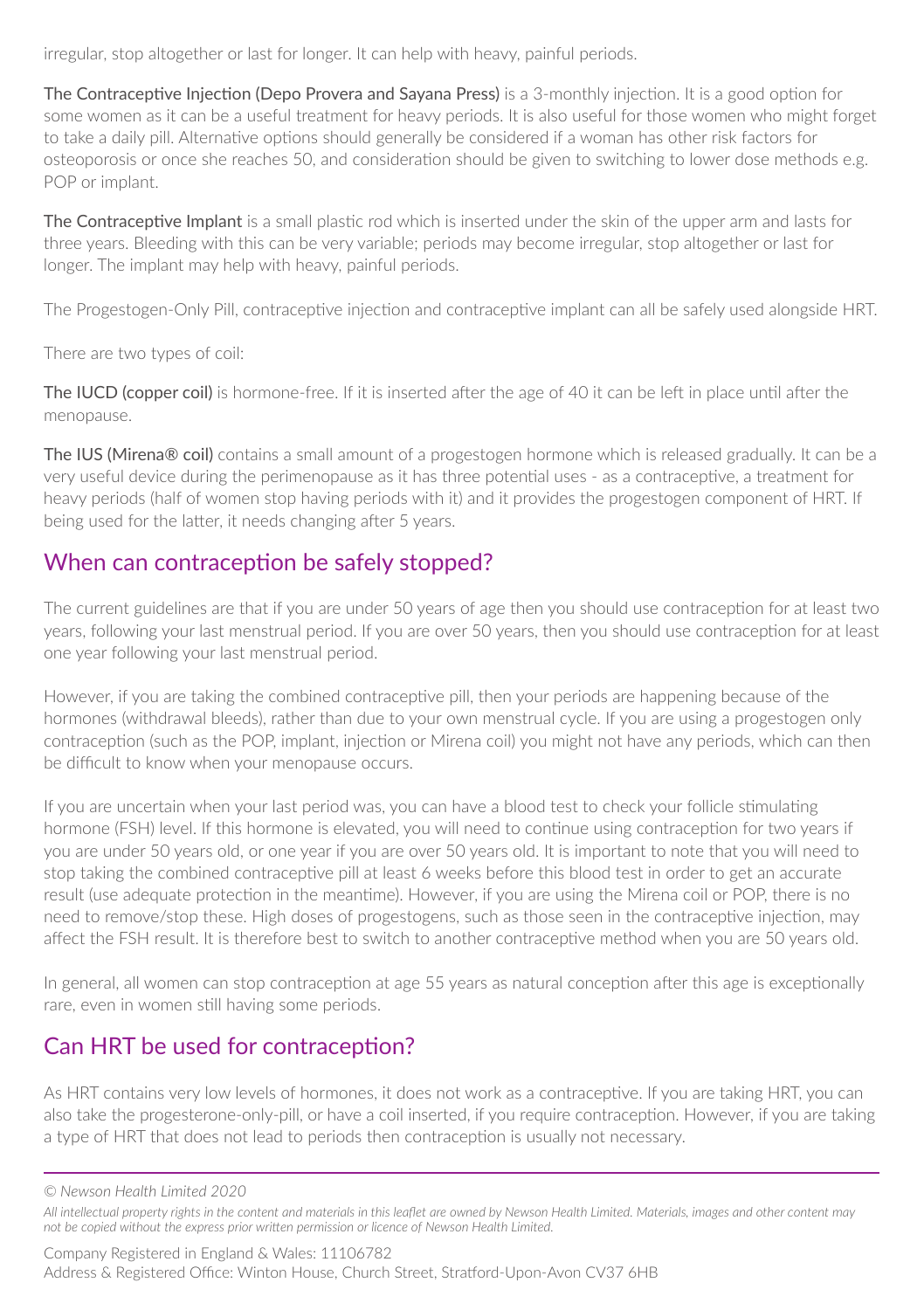irregular, stop altogether or last for longer. It can help with heavy, painful periods.

**The Contraceptive Injection (Depo Provera and Sayana Press)** is a 3-monthly injection. It is a good option for some women as it can be a useful treatment for heavy periods. It is also useful for those women who might forget to take a daily pill. Alternative options should generally be considered if a woman has other risk factors for osteoporosis or once she reaches 50, and consideration should be given to switching to lower dose methods e.g. POP or implant.

**The Contraceptive Implant** is a small plastic rod which is inserted under the skin of the upper arm and lasts for three years. Bleeding with this can be very variable; periods may become irregular, stop altogether or last for longer. The implant may help with heavy, painful periods.

The Progestogen-Only Pill, contraceptive injection and contraceptive implant can all be safely used alongside HRT.

There are two types of coil:

**The IUCD (copper coil)** is hormone-free. If it is inserted after the age of 40 it can be left in place until after the menopause.

**The IUS (Mirena® coil)** contains a small amount of a progestogen hormone which is released gradually. It can be a very useful device during the perimenopause as it has three potential uses - as a contraceptive, a treatment for heavy periods (half of women stop having periods with it) and it provides the progestogen component of HRT. If being used for the latter, it needs changing after 5 years.

## When can contraception be safely stopped?

The current guidelines are that if you are under 50 years of age then you should use contraception for at least two years, following your last menstrual period. If you are over 50 years, then you should use contraception for at least one year following your last menstrual period.

However, if you are taking the combined contraceptive pill, then your periods are happening because of the hormones (withdrawal bleeds), rather than due to your own menstrual cycle. If you are using a progestogen only contraception (such as the POP, implant, injection or Mirena coil) you might not have any periods, which can then be difficult to know when your menopause occurs.

If you are uncertain when your last period was, you can have a blood test to check your follicle stimulating hormone (FSH) level. If this hormone is elevated, you will need to continue using contraception for two years if you are under 50 years old, or one year if you are over 50 years old. It is important to note that you will need to stop taking the combined contraceptive pill at least 6 weeks before this blood test in order to get an accurate result (use adequate protection in the meantime). However, if you are using the Mirena coil or POP, there is no need to remove/stop these. High doses of progestogens, such as those seen in the contraceptive injection, may affect the FSH result. It is therefore best to switch to another contraceptive method when you are 50 years old.

In general, all women can stop contraception at age 55 years as natural conception after this age is exceptionally rare, even in women still having some periods.

## Can HRT be used for contraception?

As HRT contains very low levels of hormones, it does not work as a contraceptive. If you are taking HRT, you can also take the progesterone-only-pill, or have a coil inserted, if you require contraception. However, if you are taking a type of HRT that does not lead to periods then contraception is usually not necessary.

---

*© Newson Health Limited 2020*

*All intellectual property rights in the content and materials in this leaflet are owned by Newson Health Limited. Materials, images and other content may not be copied without the express prior written permission or licence of Newson Health Limited.*

Company Registered in England & Wales: 11106782
Address & Registered Office: Winton House, Church Street, Stratford-Upon-Avon CV37 6HB